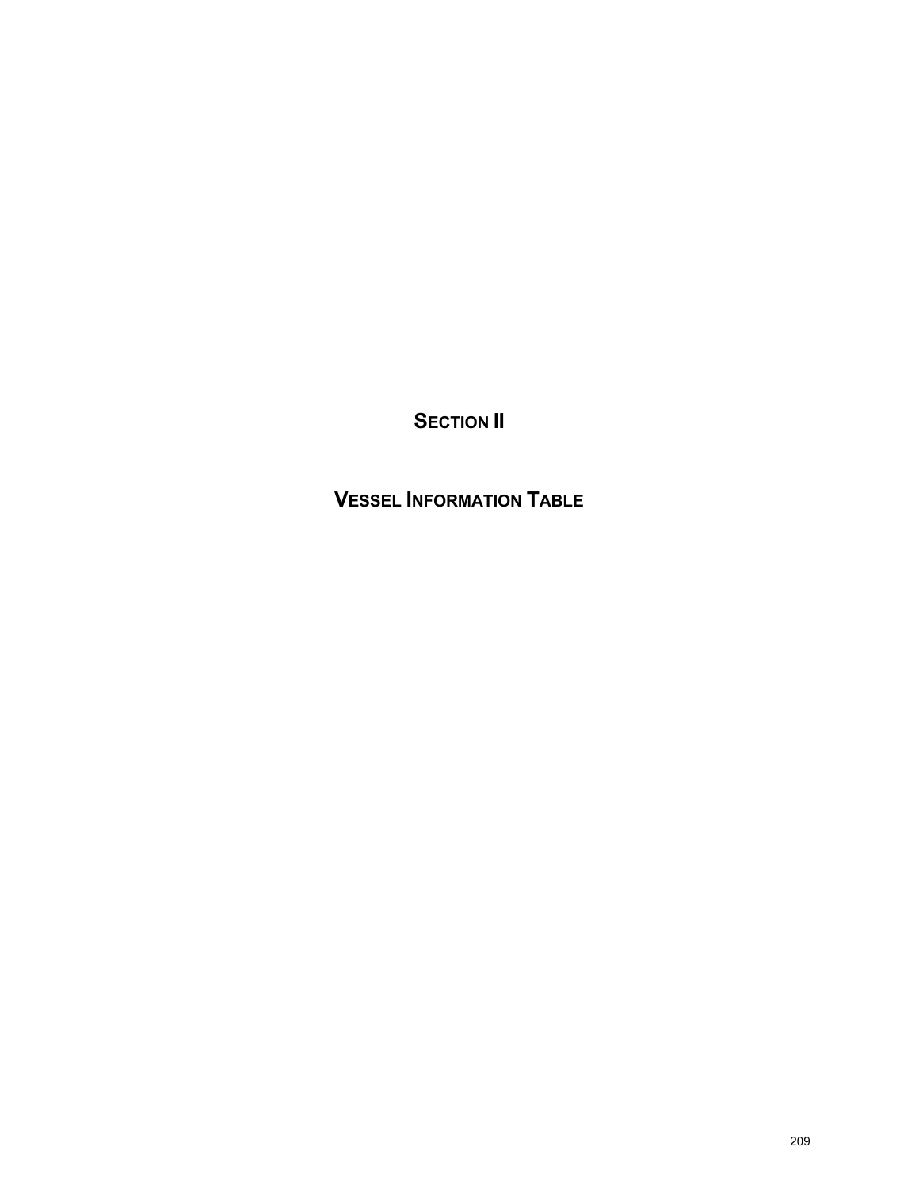# SECTION II

## VESSEL INFORMATION TABLE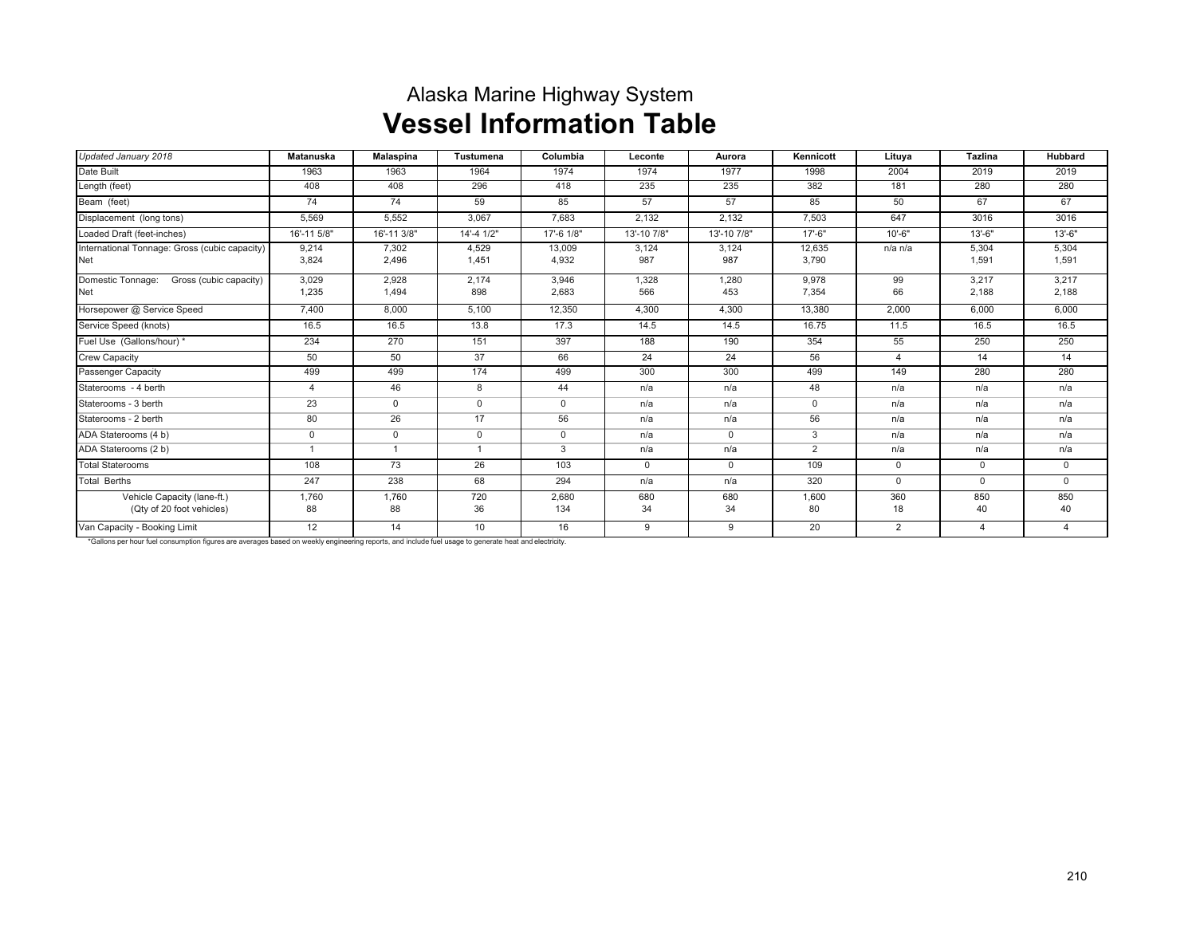Alaska Marine Highway System

# Vessel Information Table

| *Updated January 2018* | Matanuska | Malaspina | Tustumena | Columbia | Leconte | Aurora | Kennicott | Lituya | Tazlina | Hubbard |
|---|---|---|---|---|---|---|---|---|---|---|
| Date Built | 1963 | 1963 | 1964 | 1974 | 1974 | 1977 | 1998 | 2004 | 2019 | 2019 |
| Length (feet) | 408 | 408 | 296 | 418 | 235 | 235 | 382 | 181 | 280 | 280 |
| Beam (feet) | 74 | 74 | 59 | 85 | 57 | 57 | 85 | 50 | 67 | 67 |
| Displacement (long tons) | 5,569 | 5,552 | 3,067 | 7,683 | 2,132 | 2,132 | 7,503 | 647 | 3016 | 3016 |
| Loaded Draft (feet-inches) | 16'-11 5/8" | 16'-11 3/8" | 14'-4 1/2" | 17'-6 1/8" | 13'-10 7/8" | 13'-10 7/8" | 17'-6" | 10'-6" | 13'-6" | 13'-6" |
| International Tonnage: Gross (cubic capacity)<br>Net | 9,214<br>3,824 | 7,302<br>2,496 | 4,529<br>1,451 | 13,009<br>4,932 | 3,124<br>987 | 3,124<br>987 | 12,635<br>3,790 | n/a n/a | 5,304<br>1,591 | 5,304<br>1,591 |
| Domestic Tonnage: Gross (cubic capacity)<br>Net | 3,029<br>1,235 | 2,928<br>1,494 | 2,174<br>898 | 3,946<br>2,683 | 1,328<br>566 | 1,280<br>453 | 9,978<br>7,354 | 99<br>66 | 3,217<br>2,188 | 3,217<br>2,188 |
| Horsepower @ Service Speed | 7,400 | 8,000 | 5,100 | 12,350 | 4,300 | 4,300 | 13,380 | 2,000 | 6,000 | 6,000 |
| Service Speed (knots) | 16.5 | 16.5 | 13.8 | 17.3 | 14.5 | 14.5 | 16.75 | 11.5 | 16.5 | 16.5 |
| Fuel Use (Gallons/hour) * | 234 | 270 | 151 | 397 | 188 | 190 | 354 | 55 | 250 | 250 |
| Crew Capacity | 50 | 50 | 37 | 66 | 24 | 24 | 56 | 4 | 14 | 14 |
| Passenger Capacity | 499 | 499 | 174 | 499 | 300 | 300 | 499 | 149 | 280 | 280 |
| Staterooms - 4 berth | 4 | 46 | 8 | 44 | n/a | n/a | 48 | n/a | n/a | n/a |
| Staterooms - 3 berth | 23 | 0 | 0 | 0 | n/a | n/a | 0 | n/a | n/a | n/a |
| Staterooms - 2 berth | 80 | 26 | 17 | 56 | n/a | n/a | 56 | n/a | n/a | n/a |
| ADA Staterooms (4 b) | 0 | 0 | 0 | 0 | n/a | 0 | 3 | n/a | n/a | n/a |
| ADA Staterooms (2 b) | 1 | 1 | 1 | 3 | n/a | n/a | 2 | n/a | n/a | n/a |
| Total Staterooms | 108 | 73 | 26 | 103 | 0 | 0 | 109 | 0 | 0 | 0 |
| Total Berths | 247 | 238 | 68 | 294 | n/a | n/a | 320 | 0 | 0 | 0 |
| Vehicle Capacity (lane-ft.)<br>(Qty of 20 foot vehicles) | 1,760<br>88 | 1,760<br>88 | 720<br>36 | 2,680<br>134 | 680<br>34 | 680<br>34 | 1,600<br>80 | 360<br>18 | 850<br>40 | 850<br>40 |
| Van Capacity - Booking Limit | 12 | 14 | 10 | 16 | 9 | 9 | 20 | 2 | 4 | 4 |

*Gallons per hour fuel consumption figures are averages based on weekly engineering reports, and include fuel usage to generate heat and electricity.